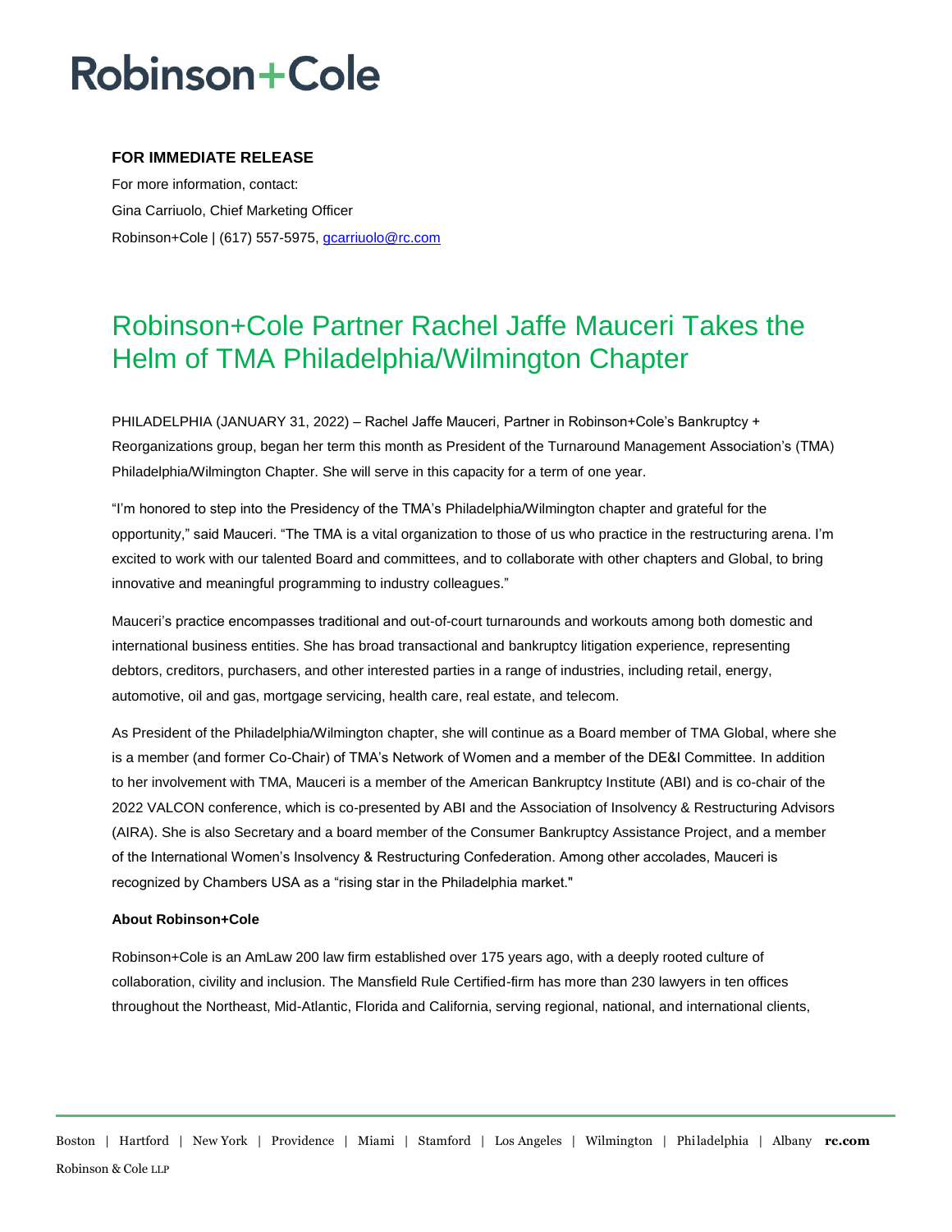# Robinson+Cole

**FOR IMMEDIATE RELEASE**

For more information, contact:
Gina Carriuolo, Chief Marketing Officer
Robinson+Cole | (617) 557-5975, gcarriuolo@rc.com

## Robinson+Cole Partner Rachel Jaffe Mauceri Takes the Helm of TMA Philadelphia/Wilmington Chapter

PHILADELPHIA (JANUARY 31, 2022) – Rachel Jaffe Mauceri, Partner in Robinson+Cole's Bankruptcy + Reorganizations group, began her term this month as President of the Turnaround Management Association's (TMA) Philadelphia/Wilmington Chapter. She will serve in this capacity for a term of one year.

"I'm honored to step into the Presidency of the TMA's Philadelphia/Wilmington chapter and grateful for the opportunity," said Mauceri. "The TMA is a vital organization to those of us who practice in the restructuring arena. I'm excited to work with our talented Board and committees, and to collaborate with other chapters and Global, to bring innovative and meaningful programming to industry colleagues."

Mauceri's practice encompasses traditional and out-of-court turnarounds and workouts among both domestic and international business entities. She has broad transactional and bankruptcy litigation experience, representing debtors, creditors, purchasers, and other interested parties in a range of industries, including retail, energy, automotive, oil and gas, mortgage servicing, health care, real estate, and telecom.

As President of the Philadelphia/Wilmington chapter, she will continue as a Board member of TMA Global, where she is a member (and former Co-Chair) of TMA's Network of Women and a member of the DE&I Committee. In addition to her involvement with TMA, Mauceri is a member of the American Bankruptcy Institute (ABI) and is co-chair of the 2022 VALCON conference, which is co-presented by ABI and the Association of Insolvency & Restructuring Advisors (AIRA). She is also Secretary and a board member of the Consumer Bankruptcy Assistance Project, and a member of the International Women's Insolvency & Restructuring Confederation. Among other accolades, Mauceri is recognized by Chambers USA as a "rising star in the Philadelphia market."

**About Robinson+Cole**

Robinson+Cole is an AmLaw 200 law firm established over 175 years ago, with a deeply rooted culture of collaboration, civility and inclusion. The Mansfield Rule Certified-firm has more than 230 lawyers in ten offices throughout the Northeast, Mid-Atlantic, Florida and California, serving regional, national, and international clients,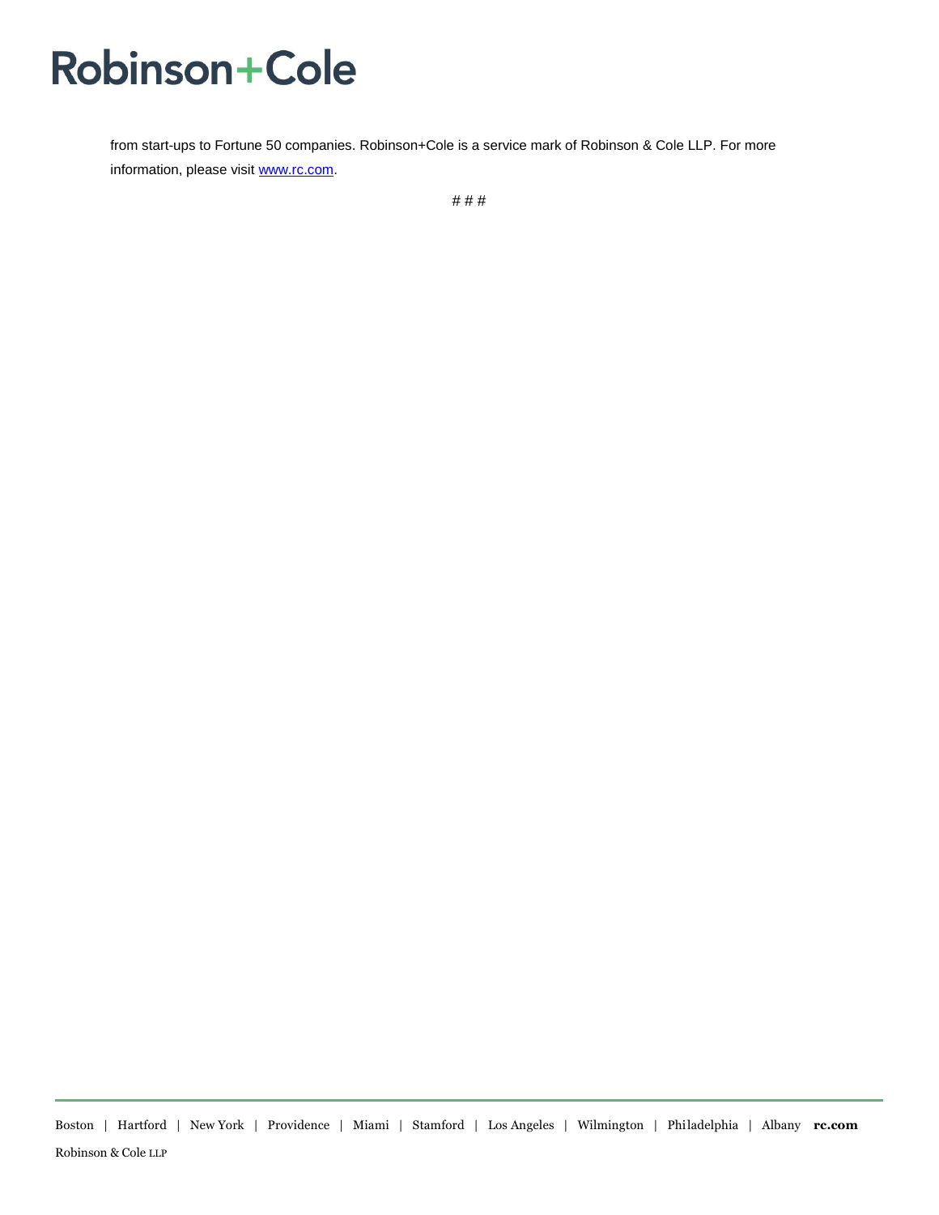from start-ups to Fortune 50 companies. Robinson+Cole is a service mark of Robinson & Cole LLP. For more information, please visit [www.rc.com](http://www.rc.com).

# # #